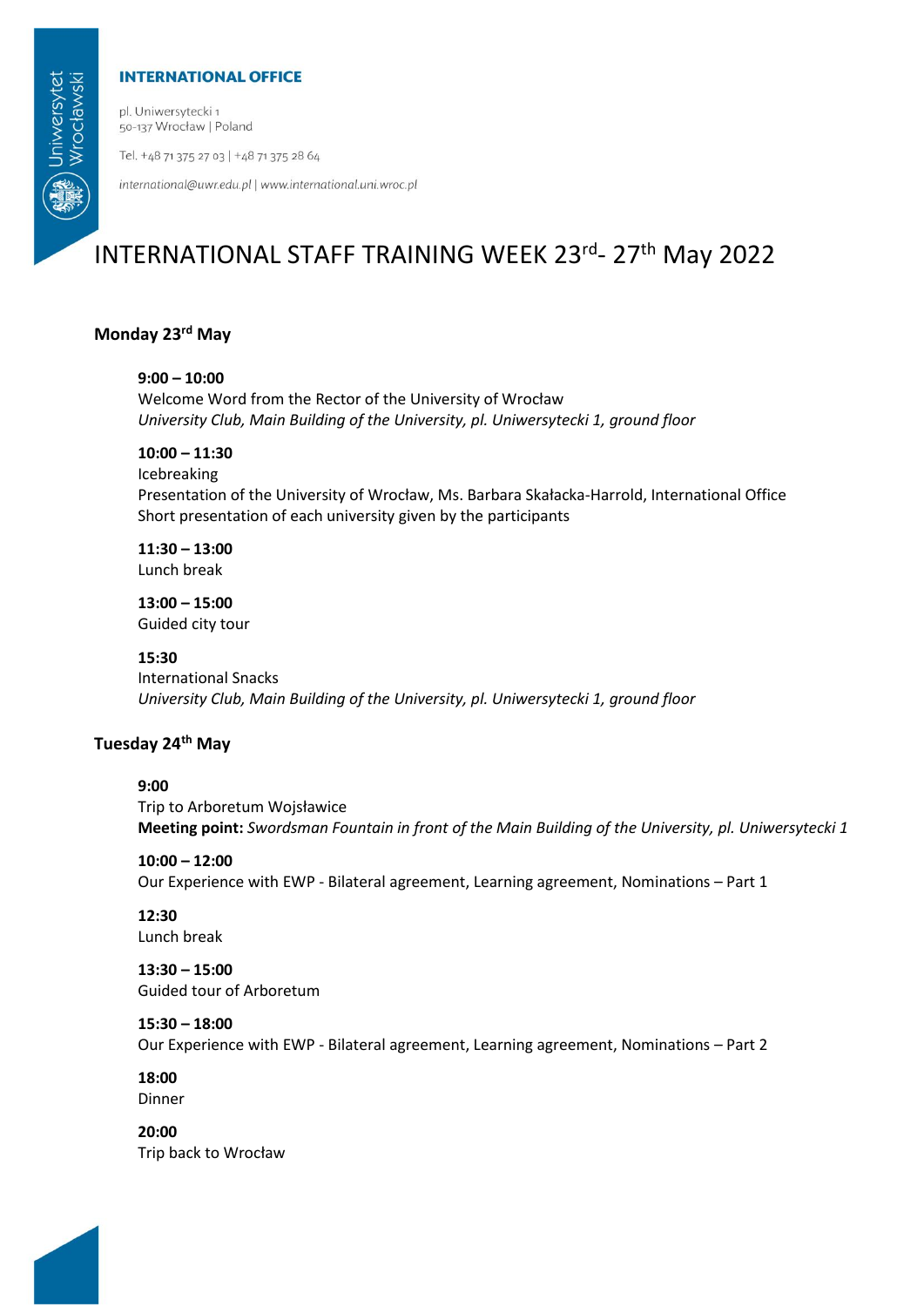**INTERNATIONAL OFFICE**

pl. Uniwersytecki 1
50-137 Wrocław | Poland

Tel. +48 71 375 27 03 | +48 71 375 28 64

*international@uwr.edu.pl | www.international.uni.wroc.pl*

# INTERNATIONAL STAFF TRAINING WEEK 23rd- 27th May 2022

## Monday 23rd May

**9:00 – 10:00**
Welcome Word from the Rector of the University of Wrocław
*University Club, Main Building of the University, pl. Uniwersytecki 1, ground floor*

**10:00 – 11:30**
Icebreaking
Presentation of the University of Wrocław, Ms. Barbara Skałacka-Harrold, International Office
Short presentation of each university given by the participants

**11:30 – 13:00**
Lunch break

**13:00 – 15:00**
Guided city tour

**15:30**
International Snacks
*University Club, Main Building of the University, pl. Uniwersytecki 1, ground floor*

## Tuesday 24th May

**9:00**
Trip to Arboretum Wojsławice
**Meeting point:** *Swordsman Fountain in front of the Main Building of the University, pl. Uniwersytecki 1*

**10:00 – 12:00**
Our Experience with EWP - Bilateral agreement, Learning agreement, Nominations – Part 1

**12:30**
Lunch break

**13:30 – 15:00**
Guided tour of Arboretum

**15:30 – 18:00**
Our Experience with EWP - Bilateral agreement, Learning agreement, Nominations – Part 2

**18:00**
Dinner

**20:00**
Trip back to Wrocław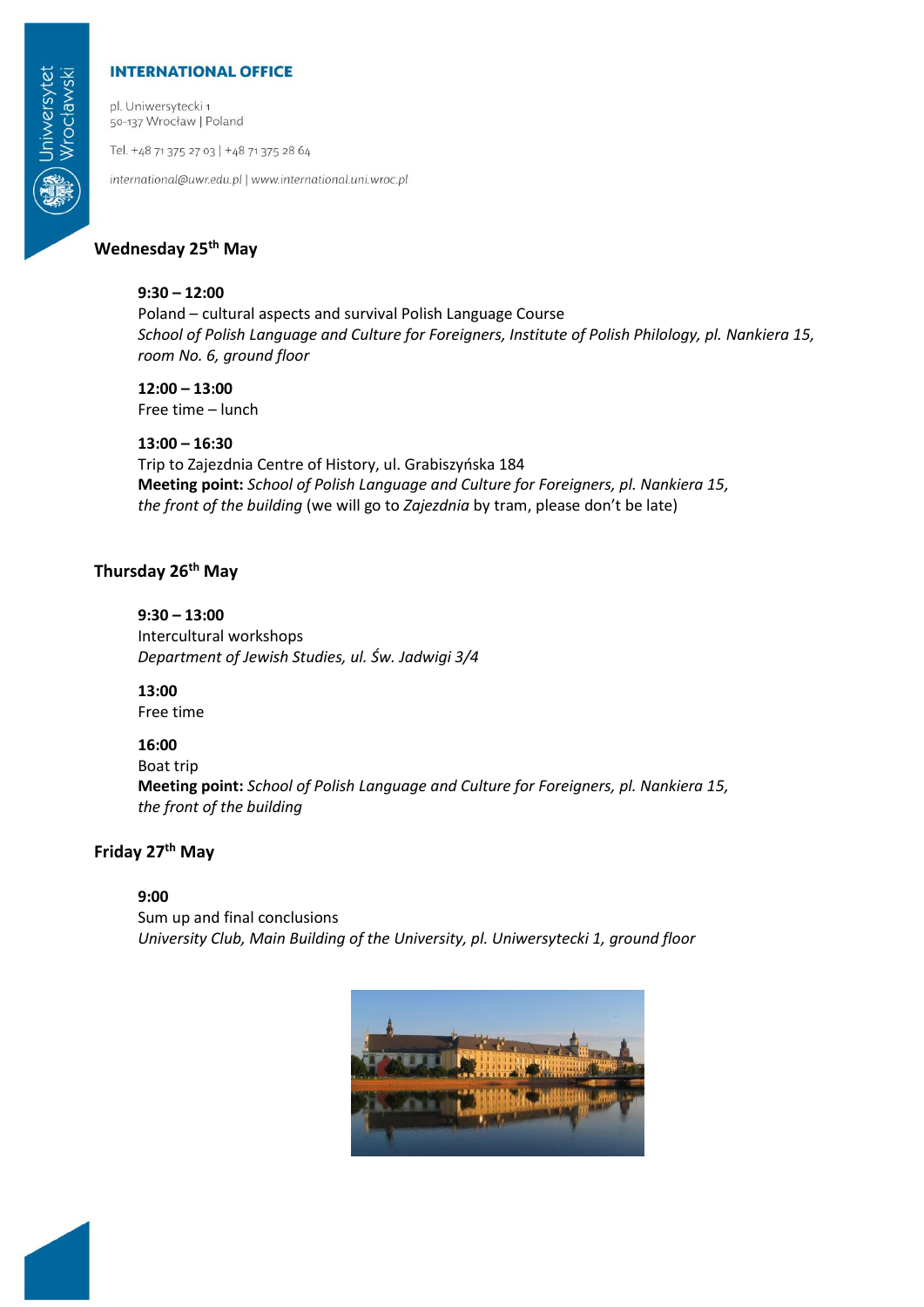**INTERNATIONAL OFFICE**

pl. Uniwersytecki 1
50-137 Wrocław | Poland

Tel. +48 71 375 27 03 | +48 71 375 28 64

*international@uwr.edu.pl | www.international.uni.wroc.pl*

## Wednesday 25th May

**9:30 – 12:00**
Poland – cultural aspects and survival Polish Language Course
*School of Polish Language and Culture for Foreigners, Institute of Polish Philology, pl. Nankiera 15, room No. 6, ground floor*

**12:00 – 13:00**
Free time – lunch

**13:00 – 16:30**
Trip to Zajezdnia Centre of History, ul. Grabiszyńska 184
**Meeting point:** *School of Polish Language and Culture for Foreigners, pl. Nankiera 15, the front of the building* (we will go to *Zajezdnia* by tram, please don't be late)

## Thursday 26th May

**9:30 – 13:00**
Intercultural workshops
*Department of Jewish Studies, ul. Św. Jadwigi 3/4*

**13:00**
Free time

**16:00**
Boat trip
**Meeting point:** *School of Polish Language and Culture for Foreigners, pl. Nankiera 15, the front of the building*

## Friday 27th May

**9:00**
Sum up and final conclusions
*University Club, Main Building of the University, pl. Uniwersytecki 1, ground floor*